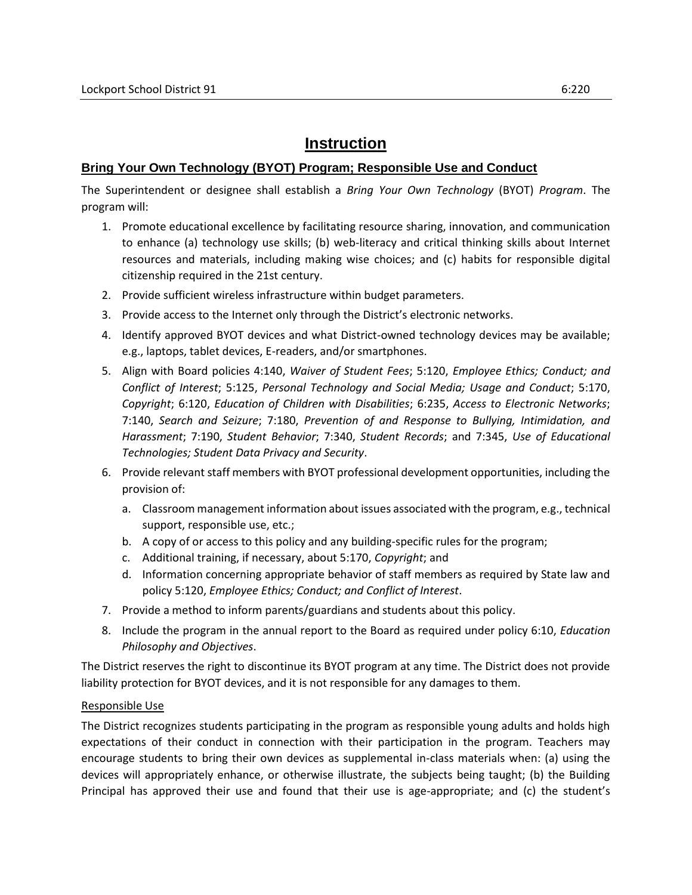# Instruction

## Bring Your Own Technology (BYOT) Program; Responsible Use and Conduct

The Superintendent or designee shall establish a *Bring Your Own Technology* (BYOT) *Program*. The program will:

1. Promote educational excellence by facilitating resource sharing, innovation, and communication to enhance (a) technology use skills; (b) web-literacy and critical thinking skills about Internet resources and materials, including making wise choices; and (c) habits for responsible digital citizenship required in the 21st century.
2. Provide sufficient wireless infrastructure within budget parameters.
3. Provide access to the Internet only through the District's electronic networks.
4. Identify approved BYOT devices and what District-owned technology devices may be available; e.g., laptops, tablet devices, E-readers, and/or smartphones.
5. Align with Board policies 4:140, *Waiver of Student Fees*; 5:120, *Employee Ethics; Conduct; and Conflict of Interest*; 5:125, *Personal Technology and Social Media; Usage and Conduct*; 5:170, *Copyright*; 6:120, *Education of Children with Disabilities*; 6:235, *Access to Electronic Networks*; 7:140, *Search and Seizure*; 7:180, *Prevention of and Response to Bullying, Intimidation, and Harassment*; 7:190, *Student Behavior*; 7:340, *Student Records*; and 7:345, *Use of Educational Technologies; Student Data Privacy and Security*.
6. Provide relevant staff members with BYOT professional development opportunities, including the provision of:
   a. Classroom management information about issues associated with the program, e.g., technical support, responsible use, etc.;
   b. A copy of or access to this policy and any building-specific rules for the program;
   c. Additional training, if necessary, about 5:170, *Copyright*; and
   d. Information concerning appropriate behavior of staff members as required by State law and policy 5:120, *Employee Ethics; Conduct; and Conflict of Interest*.
7. Provide a method to inform parents/guardians and students about this policy.
8. Include the program in the annual report to the Board as required under policy 6:10, *Education Philosophy and Objectives*.

The District reserves the right to discontinue its BYOT program at any time. The District does not provide liability protection for BYOT devices, and it is not responsible for any damages to them.

### Responsible Use

The District recognizes students participating in the program as responsible young adults and holds high expectations of their conduct in connection with their participation in the program. Teachers may encourage students to bring their own devices as supplemental in-class materials when: (a) using the devices will appropriately enhance, or otherwise illustrate, the subjects being taught; (b) the Building Principal has approved their use and found that their use is age-appropriate; and (c) the student's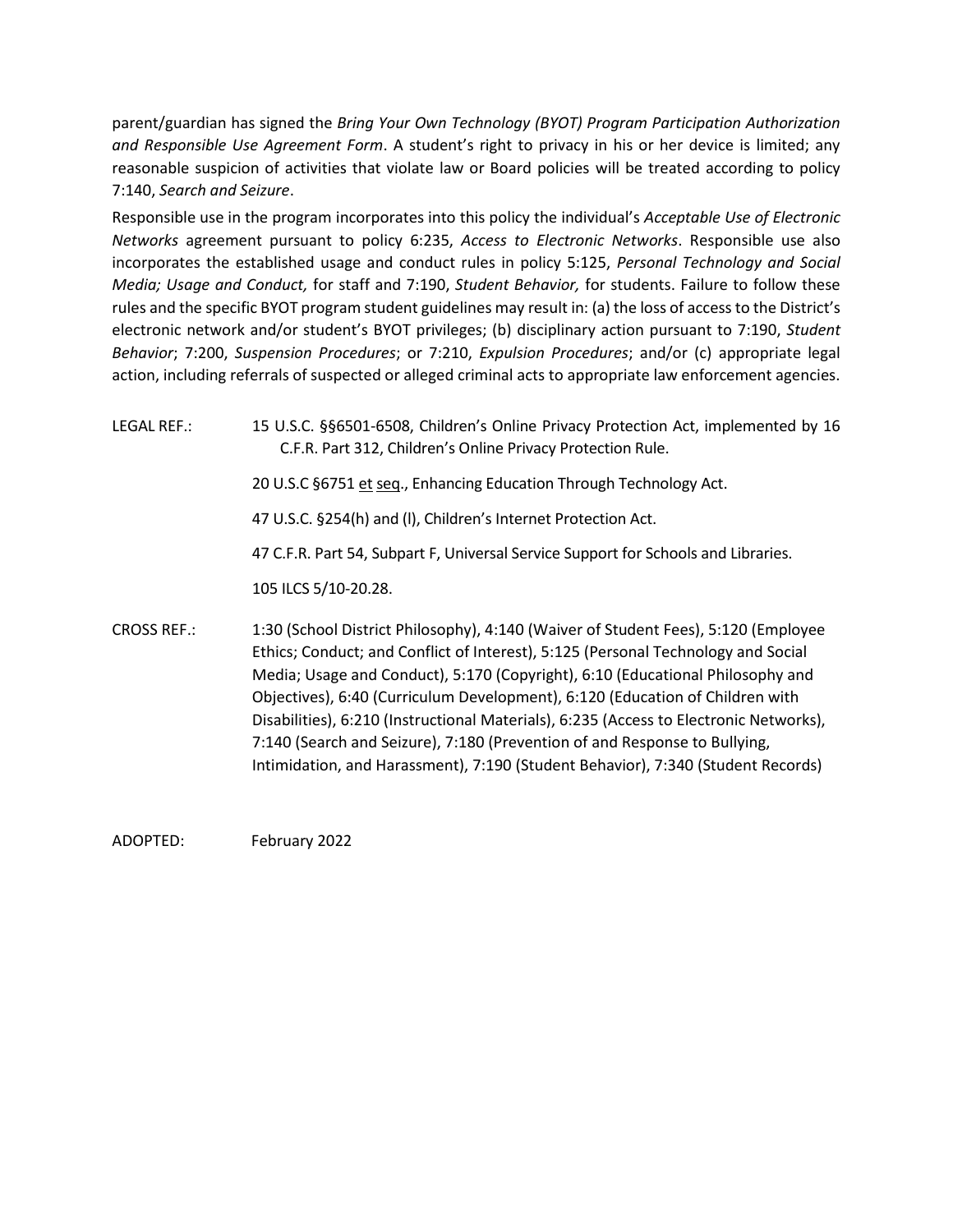parent/guardian has signed the *Bring Your Own Technology (BYOT) Program Participation Authorization and Responsible Use Agreement Form*. A student's right to privacy in his or her device is limited; any reasonable suspicion of activities that violate law or Board policies will be treated according to policy 7:140, *Search and Seizure*.

Responsible use in the program incorporates into this policy the individual's *Acceptable Use of Electronic Networks* agreement pursuant to policy 6:235, *Access to Electronic Networks*. Responsible use also incorporates the established usage and conduct rules in policy 5:125, *Personal Technology and Social Media; Usage and Conduct,* for staff and 7:190, *Student Behavior,* for students. Failure to follow these rules and the specific BYOT program student guidelines may result in: (a) the loss of access to the District's electronic network and/or student's BYOT privileges; (b) disciplinary action pursuant to 7:190, *Student Behavior*; 7:200, *Suspension Procedures*; or 7:210, *Expulsion Procedures*; and/or (c) appropriate legal action, including referrals of suspected or alleged criminal acts to appropriate law enforcement agencies.

LEGAL REF.: 15 U.S.C. §§6501-6508, Children's Online Privacy Protection Act, implemented by 16 C.F.R. Part 312, Children's Online Privacy Protection Rule.

20 U.S.C §6751 et seq., Enhancing Education Through Technology Act.

47 U.S.C. §254(h) and (l), Children's Internet Protection Act.

47 C.F.R. Part 54, Subpart F, Universal Service Support for Schools and Libraries.

105 ILCS 5/10-20.28.

CROSS REF.: 1:30 (School District Philosophy), 4:140 (Waiver of Student Fees), 5:120 (Employee Ethics; Conduct; and Conflict of Interest), 5:125 (Personal Technology and Social Media; Usage and Conduct), 5:170 (Copyright), 6:10 (Educational Philosophy and Objectives), 6:40 (Curriculum Development), 6:120 (Education of Children with Disabilities), 6:210 (Instructional Materials), 6:235 (Access to Electronic Networks), 7:140 (Search and Seizure), 7:180 (Prevention of and Response to Bullying, Intimidation, and Harassment), 7:190 (Student Behavior), 7:340 (Student Records)

ADOPTED: February 2022